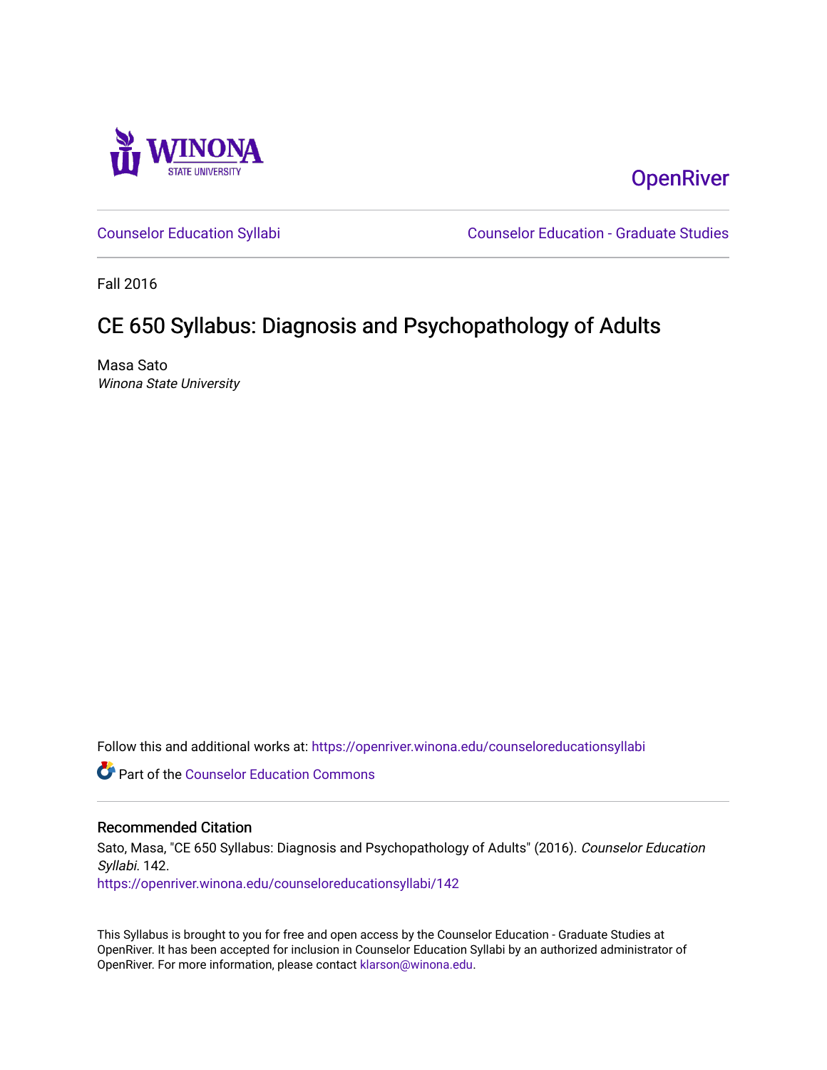Winona State University

OpenRiver

Counselor Education Syllabi

Counselor Education - Graduate Studies

Fall 2016

# CE 650 Syllabus: Diagnosis and Psychopathology of Adults

Masa Sato
*Winona State University*

Follow this and additional works at: https://openriver.winona.edu/counseloreducationsyllabi

Part of the Counselor Education Commons

## Recommended Citation

Sato, Masa, "CE 650 Syllabus: Diagnosis and Psychopathology of Adults" (2016). *Counselor Education Syllabi*. 142.
https://openriver.winona.edu/counseloreducationsyllabi/142

This Syllabus is brought to you for free and open access by the Counselor Education - Graduate Studies at OpenRiver. It has been accepted for inclusion in Counselor Education Syllabi by an authorized administrator of OpenRiver. For more information, please contact klarson@winona.edu.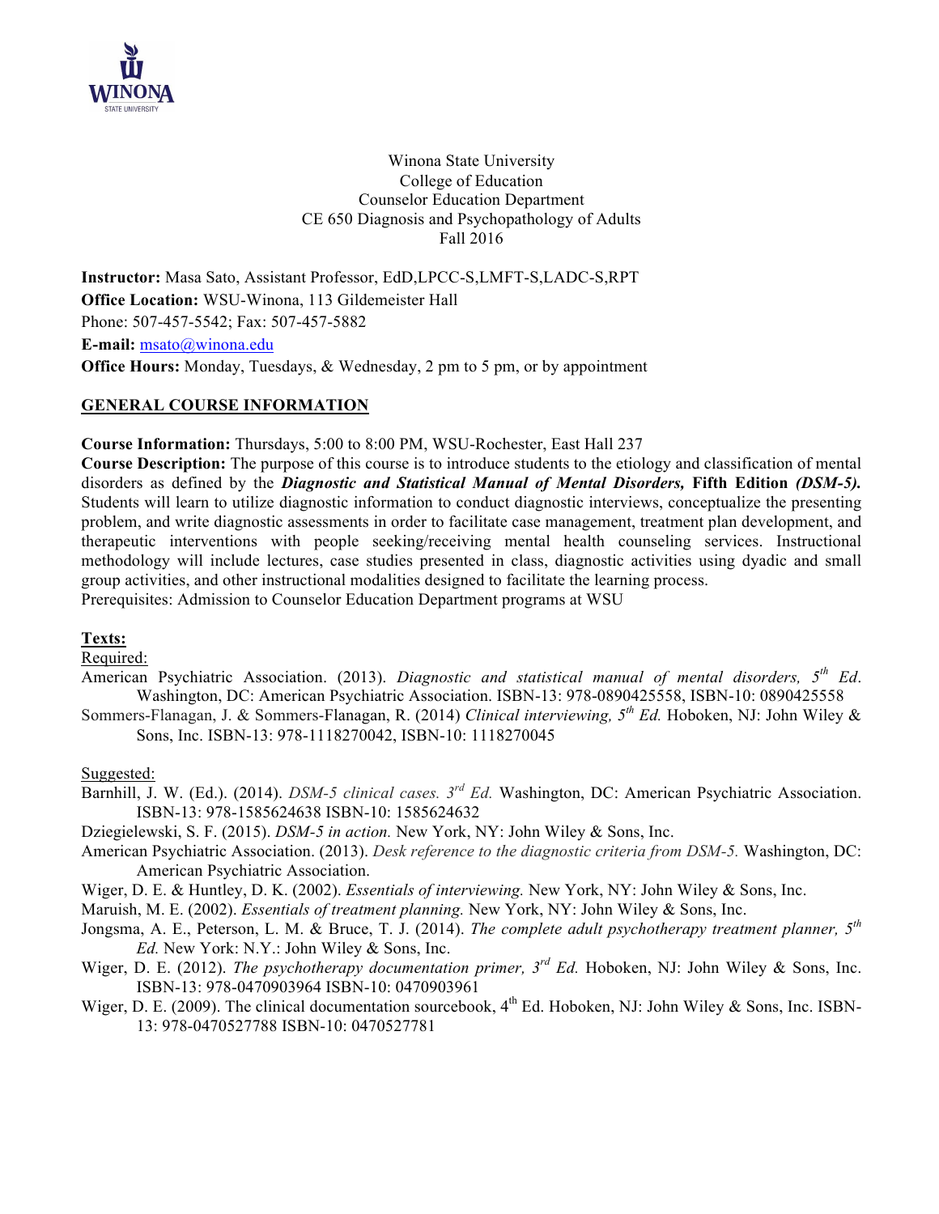Winona State University
College of Education
Counselor Education Department
CE 650 Diagnosis and Psychopathology of Adults
Fall 2016

**Instructor:** Masa Sato, Assistant Professor, EdD,LPCC-S,LMFT-S,LADC-S,RPT
**Office Location:** WSU-Winona, 113 Gildemeister Hall
Phone: 507-457-5542; Fax: 507-457-5882
**E-mail:** msato@winona.edu
**Office Hours:** Monday, Tuesdays, & Wednesday, 2 pm to 5 pm, or by appointment

## GENERAL COURSE INFORMATION

**Course Information:** Thursdays, 5:00 to 8:00 PM, WSU-Rochester, East Hall 237
**Course Description:** The purpose of this course is to introduce students to the etiology and classification of mental disorders as defined by the ***Diagnostic and Statistical Manual of Mental Disorders,*** **Fifth Edition *(DSM-5).*** Students will learn to utilize diagnostic information to conduct diagnostic interviews, conceptualize the presenting problem, and write diagnostic assessments in order to facilitate case management, treatment plan development, and therapeutic interventions with people seeking/receiving mental health counseling services. Instructional methodology will include lectures, case studies presented in class, diagnostic activities using dyadic and small group activities, and other instructional modalities designed to facilitate the learning process.
Prerequisites: Admission to Counselor Education Department programs at WSU

**Texts:**

Required:

American Psychiatric Association. (2013). *Diagnostic and statistical manual of mental disorders, 5th Ed*. Washington, DC: American Psychiatric Association. ISBN-13: 978-0890425558, ISBN-10: 0890425558

Sommers-Flanagan, J. & Sommers-Flanagan, R. (2014) *Clinical interviewing, 5th Ed.* Hoboken, NJ: John Wiley & Sons, Inc. ISBN-13: 978-1118270042, ISBN-10: 1118270045

Suggested:

Barnhill, J. W. (Ed.). (2014). *DSM-5 clinical cases. 3rd Ed.* Washington, DC: American Psychiatric Association. ISBN-13: 978-1585624638 ISBN-10: 1585624632

Dziegielewski, S. F. (2015). *DSM-5 in action.* New York, NY: John Wiley & Sons, Inc.

American Psychiatric Association. (2013). *Desk reference to the diagnostic criteria from DSM-5.* Washington, DC: American Psychiatric Association.

Wiger, D. E. & Huntley, D. K. (2002). *Essentials of interviewing.* New York, NY: John Wiley & Sons, Inc.

Maruish, M. E. (2002). *Essentials of treatment planning.* New York, NY: John Wiley & Sons, Inc.

Jongsma, A. E., Peterson, L. M. & Bruce, T. J. (2014). *The complete adult psychotherapy treatment planner, 5th Ed.* New York: N.Y.: John Wiley & Sons, Inc.

Wiger, D. E. (2012). *The psychotherapy documentation primer, 3rd Ed.* Hoboken, NJ: John Wiley & Sons, Inc. ISBN-13: 978-0470903964 ISBN-10: 0470903961

Wiger, D. E. (2009). The clinical documentation sourcebook, 4th Ed. Hoboken, NJ: John Wiley & Sons, Inc. ISBN-13: 978-0470527788 ISBN-10: 0470527781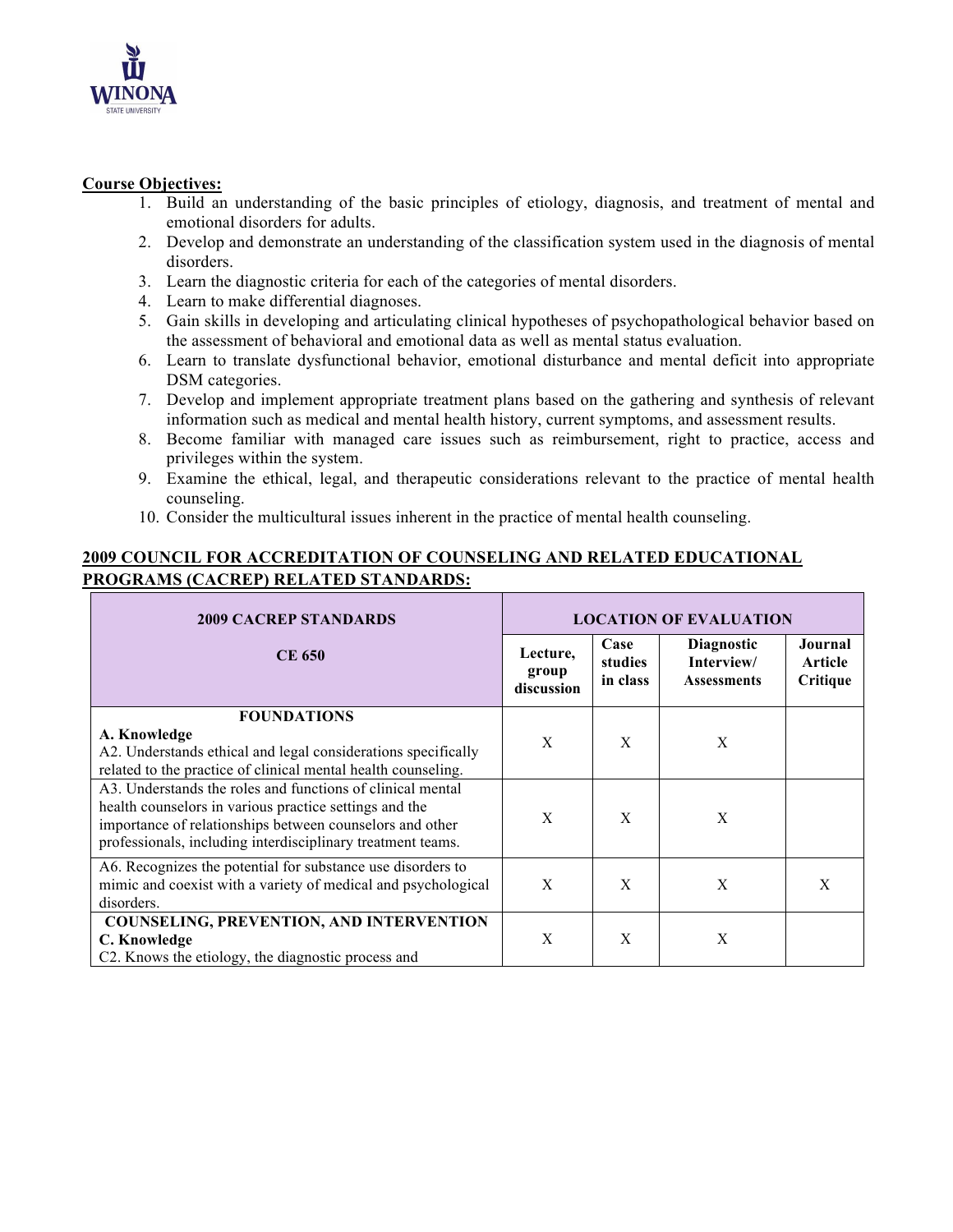**Course Objectives:**

1. Build an understanding of the basic principles of etiology, diagnosis, and treatment of mental and emotional disorders for adults.
2. Develop and demonstrate an understanding of the classification system used in the diagnosis of mental disorders.
3. Learn the diagnostic criteria for each of the categories of mental disorders.
4. Learn to make differential diagnoses.
5. Gain skills in developing and articulating clinical hypotheses of psychopathological behavior based on the assessment of behavioral and emotional data as well as mental status evaluation.
6. Learn to translate dysfunctional behavior, emotional disturbance and mental deficit into appropriate DSM categories.
7. Develop and implement appropriate treatment plans based on the gathering and synthesis of relevant information such as medical and mental health history, current symptoms, and assessment results.
8. Become familiar with managed care issues such as reimbursement, right to practice, access and privileges within the system.
9. Examine the ethical, legal, and therapeutic considerations relevant to the practice of mental health counseling.
10. Consider the multicultural issues inherent in the practice of mental health counseling.

## 2009 COUNCIL FOR ACCREDITATION OF COUNSELING AND RELATED EDUCATIONAL PROGRAMS (CACREP) RELATED STANDARDS:

| 2009 CACREP STANDARDS | LOCATION OF EVALUATION | | | |
|---|---|---|---|---|
| CE 650 | Lecture, group discussion | Case studies in class | Diagnostic Interview/ Assessments | Journal Article Critique |
| **FOUNDATIONS** **A. Knowledge** A2. Understands ethical and legal considerations specifically related to the practice of clinical mental health counseling. | X | X | X | |
| A3. Understands the roles and functions of clinical mental health counselors in various practice settings and the importance of relationships between counselors and other professionals, including interdisciplinary treatment teams. | X | X | X | |
| A6. Recognizes the potential for substance use disorders to mimic and coexist with a variety of medical and psychological disorders. | X | X | X | X |
| **COUNSELING, PREVENTION, AND INTERVENTION** **C. Knowledge** C2. Knows the etiology, the diagnostic process and | X | X | X | |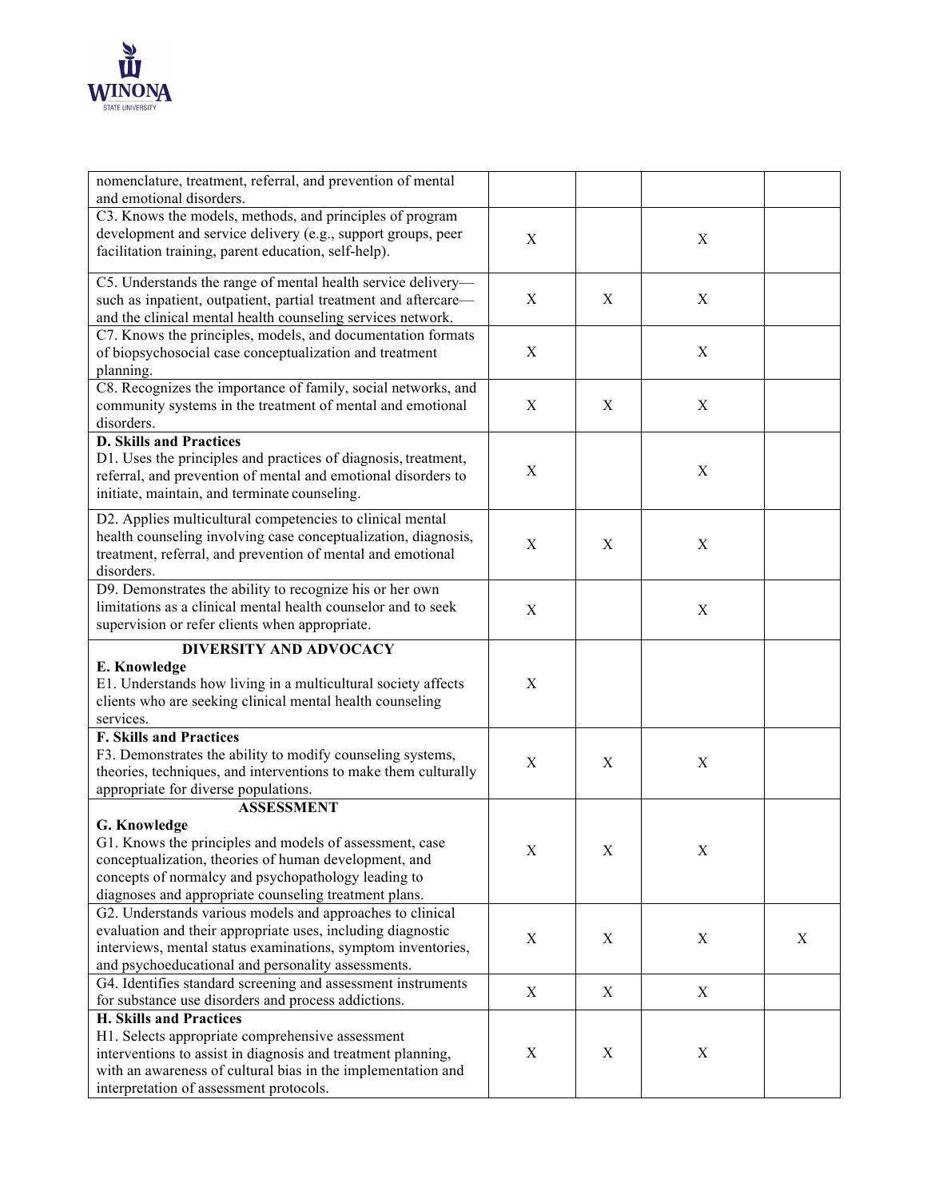| | | | | |
|---|---|---|---|---|
| nomenclature, treatment, referral, and prevention of mental and emotional disorders. | | | | |
| C3. Knows the models, methods, and principles of program development and service delivery (e.g., support groups, peer facilitation training, parent education, self-help). | X | | X | |
| C5. Understands the range of mental health service delivery—such as inpatient, outpatient, partial treatment and aftercare—and the clinical mental health counseling services network. | X | X | X | |
| C7. Knows the principles, models, and documentation formats of biopsychosocial case conceptualization and treatment planning. | X | | X | |
| C8. Recognizes the importance of family, social networks, and community systems in the treatment of mental and emotional disorders. | X | X | X | |
| **D. Skills and Practices**<br>D1. Uses the principles and practices of diagnosis, treatment, referral, and prevention of mental and emotional disorders to initiate, maintain, and terminate counseling. | X | | X | |
| D2. Applies multicultural competencies to clinical mental health counseling involving case conceptualization, diagnosis, treatment, referral, and prevention of mental and emotional disorders. | X | X | X | |
| D9. Demonstrates the ability to recognize his or her own limitations as a clinical mental health counselor and to seek supervision or refer clients when appropriate. | X | | X | |
| **DIVERSITY AND ADVOCACY**<br>**E. Knowledge**<br>E1. Understands how living in a multicultural society affects clients who are seeking clinical mental health counseling services. | X | | | |
| **F. Skills and Practices**<br>F3. Demonstrates the ability to modify counseling systems, theories, techniques, and interventions to make them culturally appropriate for diverse populations. | X | X | X | |
| **ASSESSMENT**<br>**G. Knowledge**<br>G1. Knows the principles and models of assessment, case conceptualization, theories of human development, and concepts of normalcy and psychopathology leading to diagnoses and appropriate counseling treatment plans. | X | X | X | |
| G2. Understands various models and approaches to clinical evaluation and their appropriate uses, including diagnostic interviews, mental status examinations, symptom inventories, and psychoeducational and personality assessments. | X | X | X | X |
| G4. Identifies standard screening and assessment instruments for substance use disorders and process addictions. | X | X | X | |
| **H. Skills and Practices**<br>H1. Selects appropriate comprehensive assessment interventions to assist in diagnosis and treatment planning, with an awareness of cultural bias in the implementation and interpretation of assessment protocols. | X | X | X | |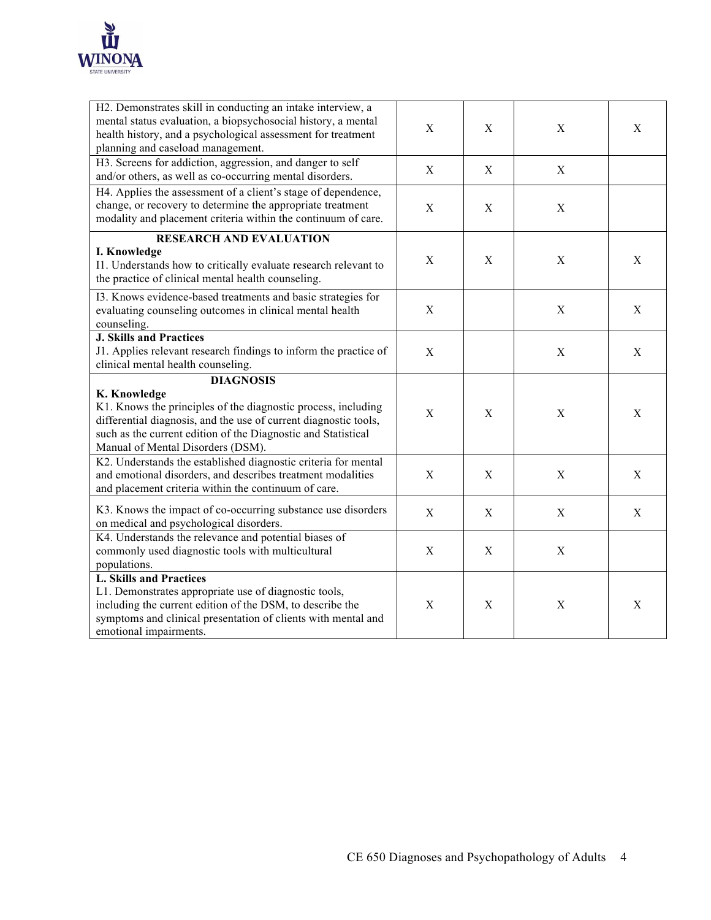| | | | | |
|---|---|---|---|---|
| H2. Demonstrates skill in conducting an intake interview, a mental status evaluation, a biopsychosocial history, a mental health history, and a psychological assessment for treatment planning and caseload management. | X | X | X | X |
| H3. Screens for addiction, aggression, and danger to self and/or others, as well as co-occurring mental disorders. | X | X | X | |
| H4. Applies the assessment of a client's stage of dependence, change, or recovery to determine the appropriate treatment modality and placement criteria within the continuum of care. | X | X | X | |
| **RESEARCH AND EVALUATION**<br>**I. Knowledge**<br>I1. Understands how to critically evaluate research relevant to the practice of clinical mental health counseling. | X | X | X | X |
| I3. Knows evidence-based treatments and basic strategies for evaluating counseling outcomes in clinical mental health counseling. | X | | X | X |
| **J. Skills and Practices**<br>J1. Applies relevant research findings to inform the practice of clinical mental health counseling. | X | | X | X |
| **DIAGNOSIS**<br>**K. Knowledge**<br>K1. Knows the principles of the diagnostic process, including differential diagnosis, and the use of current diagnostic tools, such as the current edition of the Diagnostic and Statistical Manual of Mental Disorders (DSM). | X | X | X | X |
| K2. Understands the established diagnostic criteria for mental and emotional disorders, and describes treatment modalities and placement criteria within the continuum of care. | X | X | X | X |
| K3. Knows the impact of co-occurring substance use disorders on medical and psychological disorders. | X | X | X | X |
| K4. Understands the relevance and potential biases of commonly used diagnostic tools with multicultural populations. | X | X | X | |
| **L. Skills and Practices**<br>L1. Demonstrates appropriate use of diagnostic tools, including the current edition of the DSM, to describe the symptoms and clinical presentation of clients with mental and emotional impairments. | X | X | X | X |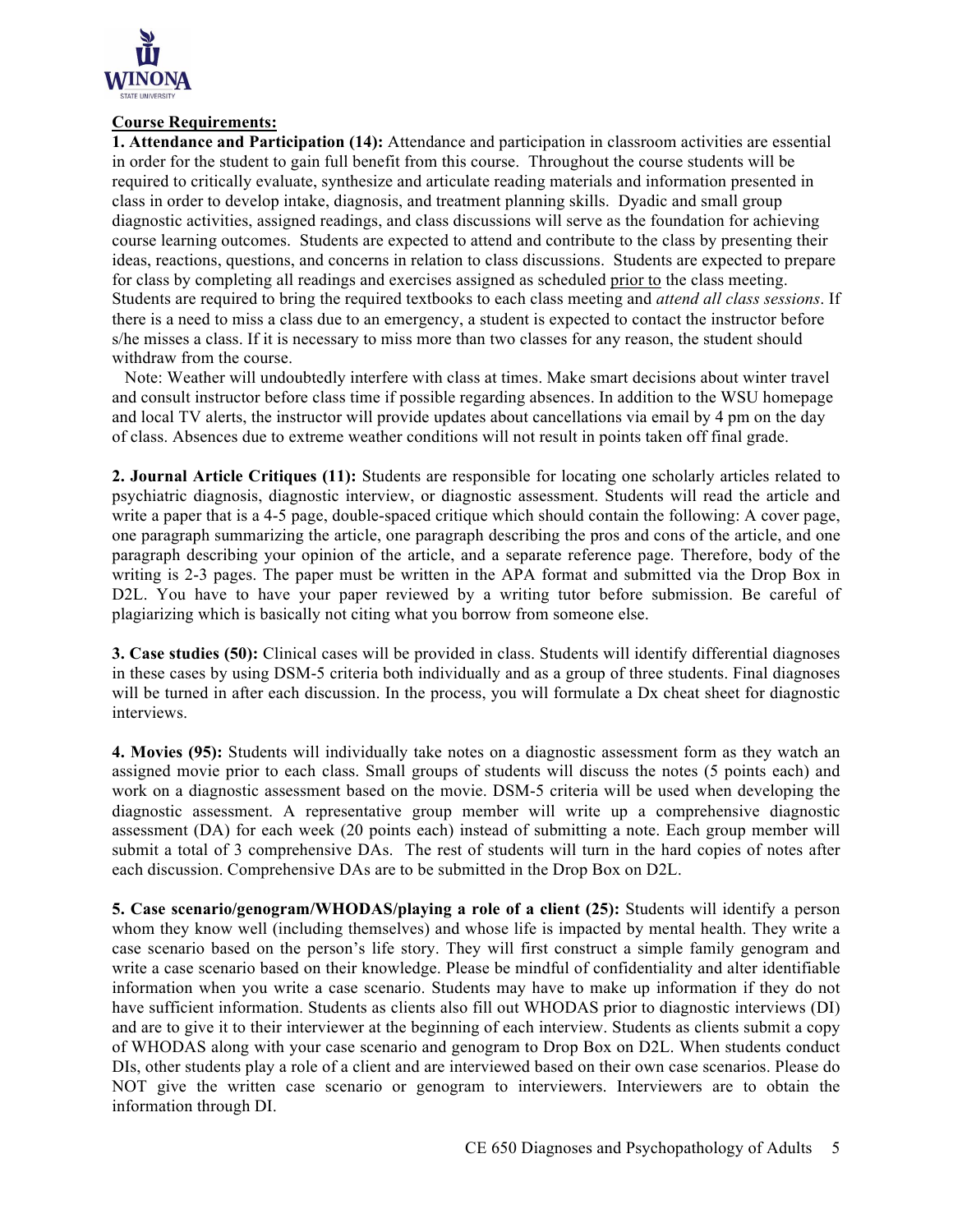**Course Requirements:**

**1. Attendance and Participation (14):** Attendance and participation in classroom activities are essential in order for the student to gain full benefit from this course. Throughout the course students will be required to critically evaluate, synthesize and articulate reading materials and information presented in class in order to develop intake, diagnosis, and treatment planning skills. Dyadic and small group diagnostic activities, assigned readings, and class discussions will serve as the foundation for achieving course learning outcomes. Students are expected to attend and contribute to the class by presenting their ideas, reactions, questions, and concerns in relation to class discussions. Students are expected to prepare for class by completing all readings and exercises assigned as scheduled prior to the class meeting. Students are required to bring the required textbooks to each class meeting and *attend all class sessions*. If there is a need to miss a class due to an emergency, a student is expected to contact the instructor before s/he misses a class. If it is necessary to miss more than two classes for any reason, the student should withdraw from the course.

Note: Weather will undoubtedly interfere with class at times. Make smart decisions about winter travel and consult instructor before class time if possible regarding absences. In addition to the WSU homepage and local TV alerts, the instructor will provide updates about cancellations via email by 4 pm on the day of class. Absences due to extreme weather conditions will not result in points taken off final grade.

**2. Journal Article Critiques (11):** Students are responsible for locating one scholarly articles related to psychiatric diagnosis, diagnostic interview, or diagnostic assessment. Students will read the article and write a paper that is a 4-5 page, double-spaced critique which should contain the following: A cover page, one paragraph summarizing the article, one paragraph describing the pros and cons of the article, and one paragraph describing your opinion of the article, and a separate reference page. Therefore, body of the writing is 2-3 pages. The paper must be written in the APA format and submitted via the Drop Box in D2L. You have to have your paper reviewed by a writing tutor before submission. Be careful of plagiarizing which is basically not citing what you borrow from someone else.

**3. Case studies (50):** Clinical cases will be provided in class. Students will identify differential diagnoses in these cases by using DSM-5 criteria both individually and as a group of three students. Final diagnoses will be turned in after each discussion. In the process, you will formulate a Dx cheat sheet for diagnostic interviews.

**4. Movies (95):** Students will individually take notes on a diagnostic assessment form as they watch an assigned movie prior to each class. Small groups of students will discuss the notes (5 points each) and work on a diagnostic assessment based on the movie. DSM-5 criteria will be used when developing the diagnostic assessment. A representative group member will write up a comprehensive diagnostic assessment (DA) for each week (20 points each) instead of submitting a note. Each group member will submit a total of 3 comprehensive DAs. The rest of students will turn in the hard copies of notes after each discussion. Comprehensive DAs are to be submitted in the Drop Box on D2L.

**5. Case scenario/genogram/WHODAS/playing a role of a client (25):** Students will identify a person whom they know well (including themselves) and whose life is impacted by mental health. They write a case scenario based on the person's life story. They will first construct a simple family genogram and write a case scenario based on their knowledge. Please be mindful of confidentiality and alter identifiable information when you write a case scenario. Students may have to make up information if they do not have sufficient information. Students as clients also fill out WHODAS prior to diagnostic interviews (DI) and are to give it to their interviewer at the beginning of each interview. Students as clients submit a copy of WHODAS along with your case scenario and genogram to Drop Box on D2L. When students conduct DIs, other students play a role of a client and are interviewed based on their own case scenarios. Please do NOT give the written case scenario or genogram to interviewers. Interviewers are to obtain the information through DI.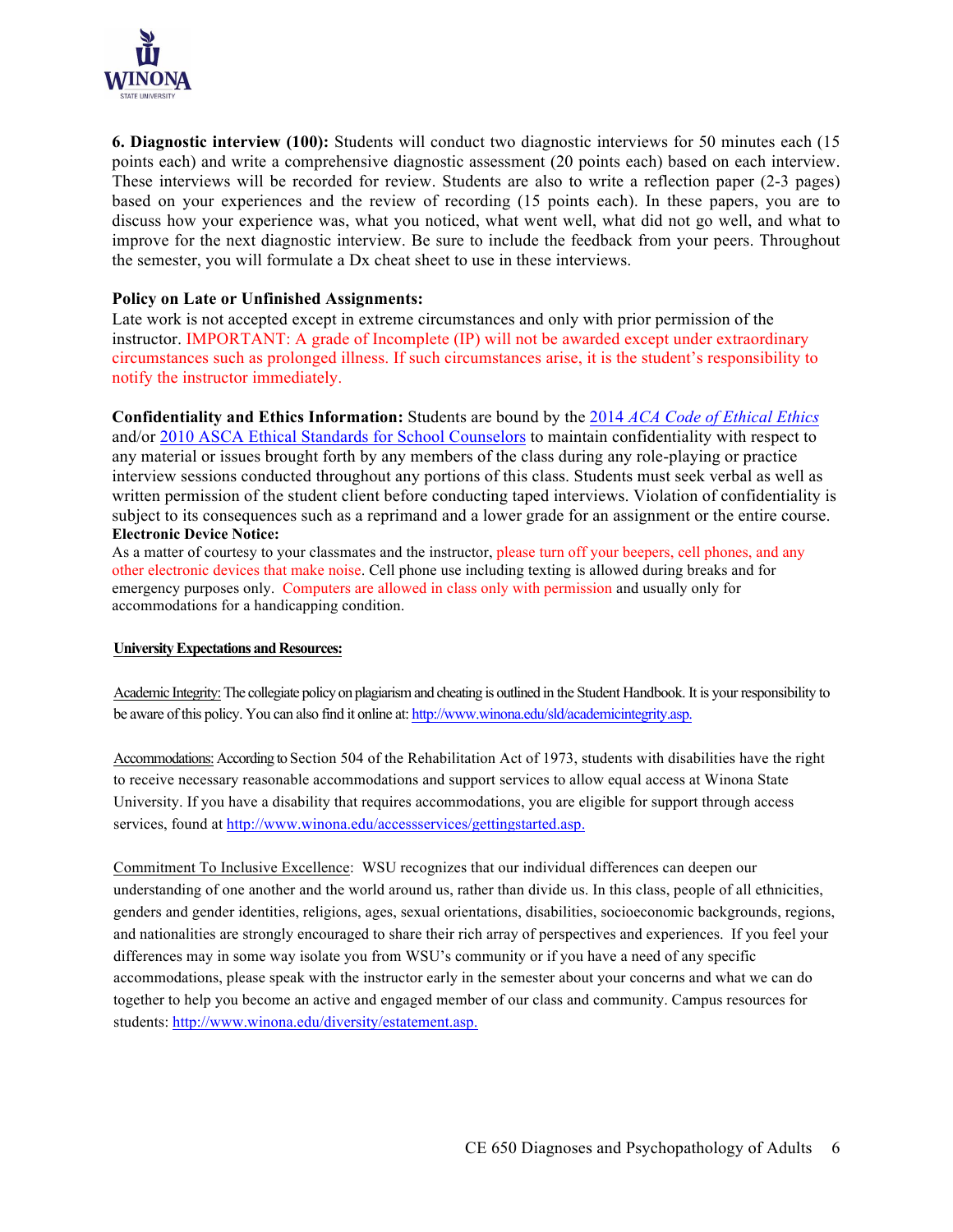**6. Diagnostic interview (100):** Students will conduct two diagnostic interviews for 50 minutes each (15 points each) and write a comprehensive diagnostic assessment (20 points each) based on each interview. These interviews will be recorded for review. Students are also to write a reflection paper (2-3 pages) based on your experiences and the review of recording (15 points each). In these papers, you are to discuss how your experience was, what you noticed, what went well, what did not go well, and what to improve for the next diagnostic interview. Be sure to include the feedback from your peers. Throughout the semester, you will formulate a Dx cheat sheet to use in these interviews.

**Policy on Late or Unfinished Assignments:**
Late work is not accepted except in extreme circumstances and only with prior permission of the instructor. IMPORTANT: A grade of Incomplete (IP) will not be awarded except under extraordinary circumstances such as prolonged illness. If such circumstances arise, it is the student's responsibility to notify the instructor immediately.

**Confidentiality and Ethics Information:** Students are bound by the 2014 *ACA Code of Ethical Ethics* and/or 2010 ASCA Ethical Standards for School Counselors to maintain confidentiality with respect to any material or issues brought forth by any members of the class during any role-playing or practice interview sessions conducted throughout any portions of this class. Students must seek verbal as well as written permission of the student client before conducting taped interviews. Violation of confidentiality is subject to its consequences such as a reprimand and a lower grade for an assignment or the entire course.

**Electronic Device Notice:**
As a matter of courtesy to your classmates and the instructor, please turn off your beepers, cell phones, and any other electronic devices that make noise. Cell phone use including texting is allowed during breaks and for emergency purposes only. Computers are allowed in class only with permission and usually only for accommodations for a handicapping condition.

**University Expectations and Resources:**

Academic Integrity: The collegiate policy on plagiarism and cheating is outlined in the Student Handbook. It is your responsibility to be aware of this policy. You can also find it online at: http://www.winona.edu/sld/academicintegrity.asp.

Accommodations: According to Section 504 of the Rehabilitation Act of 1973, students with disabilities have the right to receive necessary reasonable accommodations and support services to allow equal access at Winona State University. If you have a disability that requires accommodations, you are eligible for support through access services, found at http://www.winona.edu/accessservices/gettingstarted.asp.

Commitment To Inclusive Excellence: WSU recognizes that our individual differences can deepen our understanding of one another and the world around us, rather than divide us. In this class, people of all ethnicities, genders and gender identities, religions, ages, sexual orientations, disabilities, socioeconomic backgrounds, regions, and nationalities are strongly encouraged to share their rich array of perspectives and experiences. If you feel your differences may in some way isolate you from WSU's community or if you have a need of any specific accommodations, please speak with the instructor early in the semester about your concerns and what we can do together to help you become an active and engaged member of our class and community. Campus resources for students: http://www.winona.edu/diversity/estatement.asp.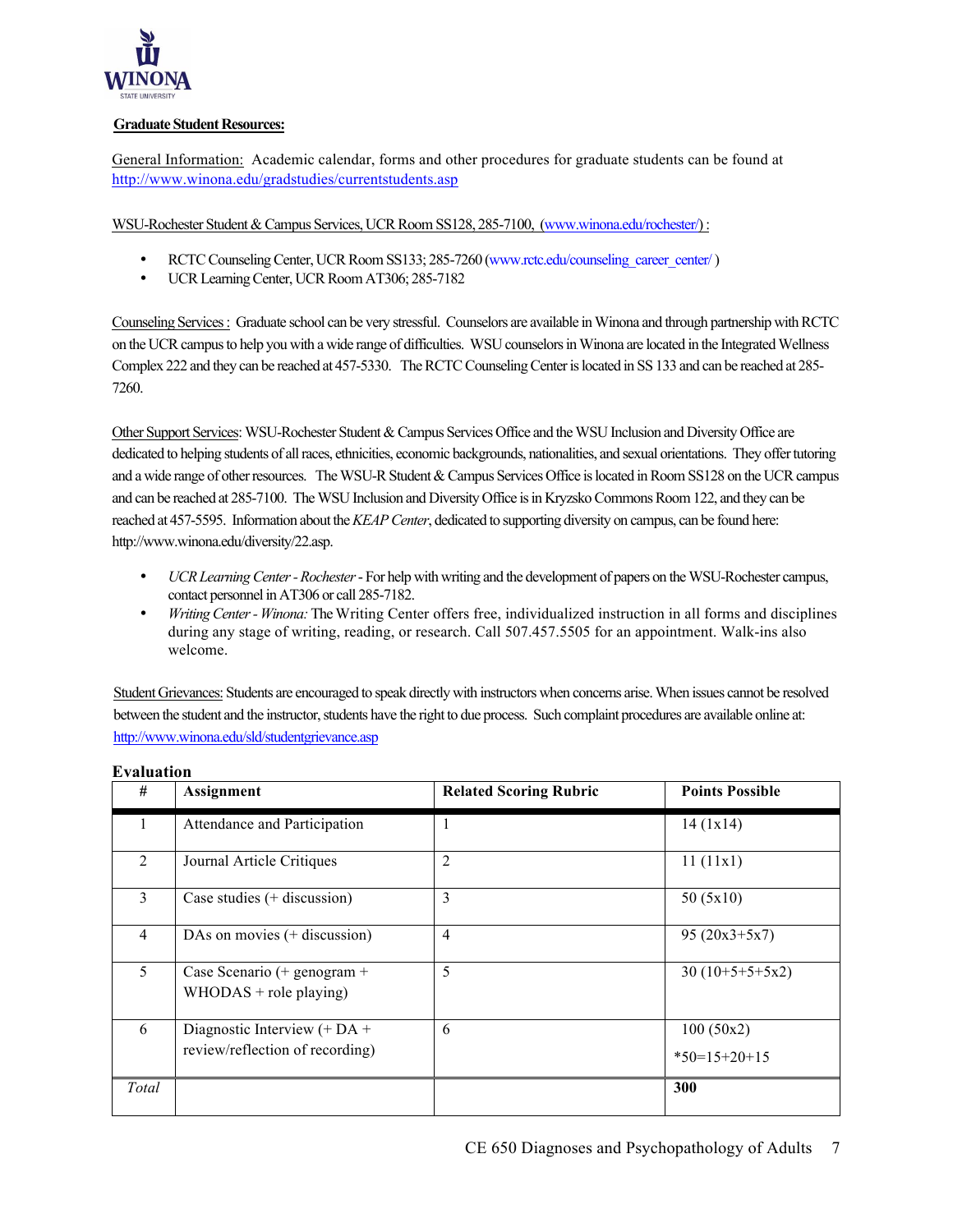**Graduate Student Resources:**

General Information: Academic calendar, forms and other procedures for graduate students can be found at http://www.winona.edu/gradstudies/currentstudents.asp

WSU-Rochester Student & Campus Services, UCR Room SS128, 285-7100, (www.winona.edu/rochester/) :

- RCTC Counseling Center, UCR Room SS133; 285-7260 (www.rctc.edu/counseling_career_center/ )
- UCR Learning Center, UCR Room AT306; 285-7182

Counseling Services : Graduate school can be very stressful. Counselors are available in Winona and through partnership with RCTC on the UCR campus to help you with a wide range of difficulties. WSU counselors in Winona are located in the Integrated Wellness Complex 222 and they can be reached at 457-5330. The RCTC Counseling Center is located in SS 133 and can be reached at 285-7260.

Other Support Services: WSU-Rochester Student & Campus Services Office and the WSU Inclusion and Diversity Office are dedicated to helping students of all races, ethnicities, economic backgrounds, nationalities, and sexual orientations. They offer tutoring and a wide range of other resources. The WSU-R Student & Campus Services Office is located in Room SS128 on the UCR campus and can be reached at 285-7100. The WSU Inclusion and Diversity Office is in Kryzsko Commons Room 122, and they can be reached at 457-5595. Information about the *KEAP Center*, dedicated to supporting diversity on campus, can be found here: http://www.winona.edu/diversity/22.asp.

- *UCR Learning Center - Rochester* - For help with writing and the development of papers on the WSU-Rochester campus, contact personnel in AT306 or call 285-7182.
- *Writing Center - Winona:* The Writing Center offers free, individualized instruction in all forms and disciplines during any stage of writing, reading, or research. Call 507.457.5505 for an appointment. Walk-ins also welcome.

Student Grievances: Students are encouraged to speak directly with instructors when concerns arise. When issues cannot be resolved between the student and the instructor, students have the right to due process. Such complaint procedures are available online at: http://www.winona.edu/sld/studentgrievance.asp

**Evaluation**

| # | Assignment | Related Scoring Rubric | Points Possible |
|---|---|---|---|
| 1 | Attendance and Participation | 1 | 14 (1x14) |
| 2 | Journal Article Critiques | 2 | 11 (11x1) |
| 3 | Case studies (+ discussion) | 3 | 50 (5x10) |
| 4 | DAs on movies (+ discussion) | 4 | 95 (20x3+5x7) |
| 5 | Case Scenario (+ genogram + WHODAS + role playing) | 5 | 30 (10+5+5+5x2) |
| 6 | Diagnostic Interview (+ DA + review/reflection of recording) | 6 | 100 (50x2) *50=15+20+15 |
| *Total* | | | **300** |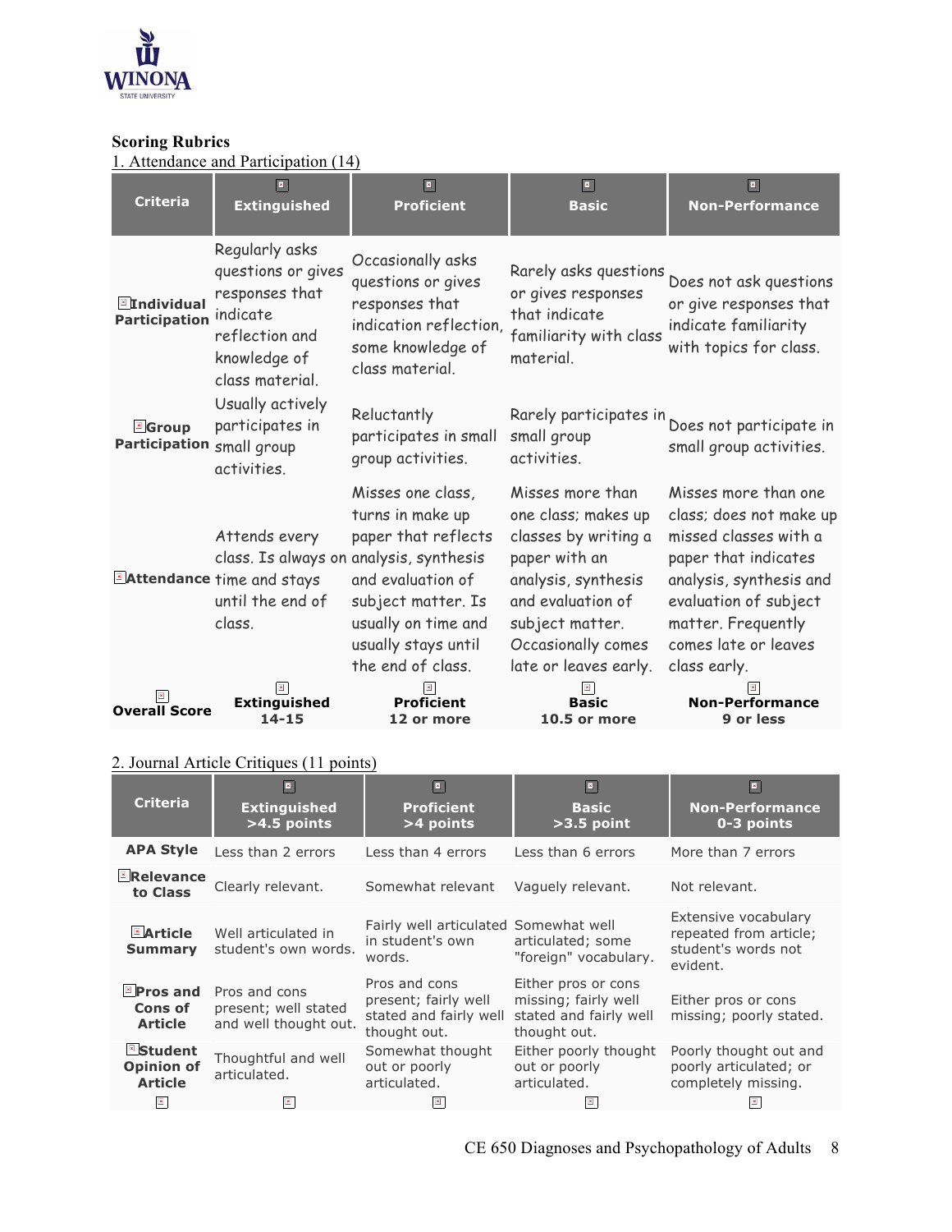**Scoring Rubrics**

1. Attendance and Participation (14)

| Criteria | Extinguished | Proficient | Basic | Non-Performance |
|---|---|---|---|---|
| **Individual Participation** | Regularly asks questions or gives responses that indicate reflection and knowledge of class material. | Occasionally asks questions or gives responses that indication reflection, some knowledge of class material. | Rarely asks questions or gives responses that indicate familiarity with class material. | Does not ask questions or give responses that indicate familiarity with topics for class. |
| **Group Participation** | Usually actively participates in small group activities. | Reluctantly participates in small group activities. | Rarely participates in small group activities. | Does not participate in small group activities. |
| **Attendance** | Attends every class. Is always on time and stays until the end of class. | Misses one class, turns in make up paper that reflects analysis, synthesis and evaluation of subject matter. Is usually on time and usually stays until the end of class. | Misses more than one class; makes up classes by writing a paper with an analysis, synthesis and evaluation of subject matter. Occasionally comes late or leaves early. | Misses more than one class; does not make up missed classes with a paper that indicates analysis, synthesis and evaluation of subject matter. Frequently comes late or leaves class early. |
| **Overall Score** | **Extinguished 14-15** | **Proficient 12 or more** | **Basic 10.5 or more** | **Non-Performance 9 or less** |

2. Journal Article Critiques (11 points)

| Criteria | Extinguished >4.5 points | Proficient >4 points | Basic >3.5 point | Non-Performance 0-3 points |
|---|---|---|---|---|
| **APA Style** | Less than 2 errors | Less than 4 errors | Less than 6 errors | More than 7 errors |
| **Relevance to Class** | Clearly relevant. | Somewhat relevant | Vaguely relevant. | Not relevant. |
| **Article Summary** | Well articulated in student's own words. | Fairly well articulated in student's own words. | Somewhat well articulated; some "foreign" vocabulary. | Extensive vocabulary repeated from article; student's words not evident. |
| **Pros and Cons of Article** | Pros and cons present; well stated and well thought out. | Pros and cons present; fairly well stated and fairly well thought out. | Either pros or cons missing; fairly well stated and fairly well thought out. | Either pros or cons missing; poorly stated. |
| **Student Opinion of Article** | Thoughtful and well articulated. | Somewhat thought out or poorly articulated. | Either poorly thought out or poorly articulated. | Poorly thought out and poorly articulated; or completely missing. |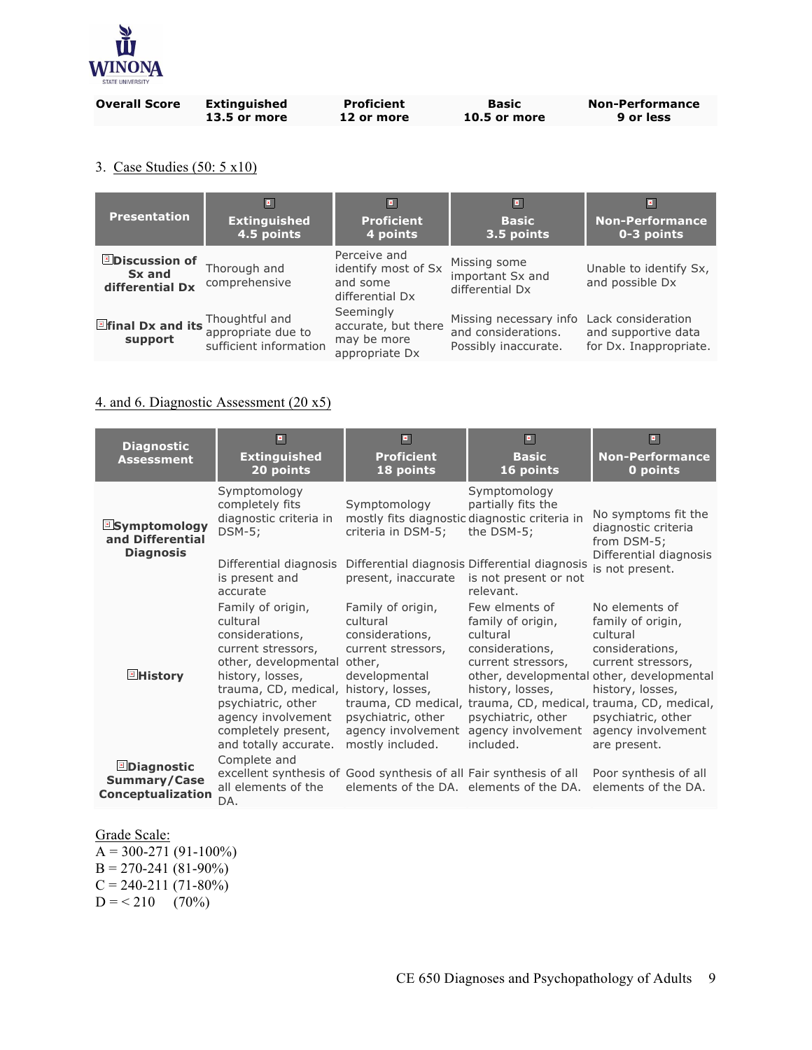| Overall Score | Extinguished 13.5 or more | Proficient 12 or more | Basic 10.5 or more | Non-Performance 9 or less |
|---|---|---|---|---|

3. Case Studies (50: 5 x10)

| Presentation | Extinguished 4.5 points | Proficient 4 points | Basic 3.5 points | Non-Performance 0-3 points |
|---|---|---|---|---|
| Discussion of Sx and differential Dx | Thorough and comprehensive | Perceive and identify most of Sx and some differential Dx | Missing some important Sx and differential Dx | Unable to identify Sx, and possible Dx |
| final Dx and its support | Thoughtful and appropriate due to sufficient information | Seemingly accurate, but there may be more appropriate Dx | Missing necessary info and considerations. Possibly inaccurate. | Lack consideration and supportive data for Dx. Inappropriate. |

4. and 6. Diagnostic Assessment (20 x5)

| Diagnostic Assessment | Extinguished 20 points | Proficient 18 points | Basic 16 points | Non-Performance 0 points |
|---|---|---|---|---|
| Symptomology and Differential Diagnosis | Symptomology completely fits diagnostic criteria in DSM-5; Differential diagnosis is present and accurate | Symptomology mostly fits diagnostic criteria in DSM-5; Differential diagnosis present, inaccurate | Symptomology partially fits the diagnostic criteria in the DSM-5; Differential diagnosis is not present or not relevant. | No symptoms fit the diagnostic criteria from DSM-5; Differential diagnosis is not present. |
| History | Family of origin, cultural considerations, current stressors, other, developmental history, losses, trauma, CD, medical, psychiatric, other agency involvement completely present, and totally accurate. | Family of origin, cultural considerations, current stressors, other, developmental history, losses, trauma, CD medical, psychiatric, other agency involvement mostly included. | Few elments of family of origin, cultural considerations, current stressors, other, developmental history, losses, trauma, CD, medical, psychiatric, other agency involvement included. | No elements of family of origin, cultural considerations, current stressors, other, developmental history, losses, trauma, CD, medical, psychiatric, other agency involvement are present. |
| Diagnostic Summary/Case Conceptualization | Complete and excellent synthesis of all elements of the DA. | Good synthesis of all elements of the DA. | Fair synthesis of all elements of the DA. | Poor synthesis of all elements of the DA. |

Grade Scale:
A = 300-271 (91-100%)
B = 270-241 (81-90%)
C = 240-211 (71-80%)
D = < 210 (70%)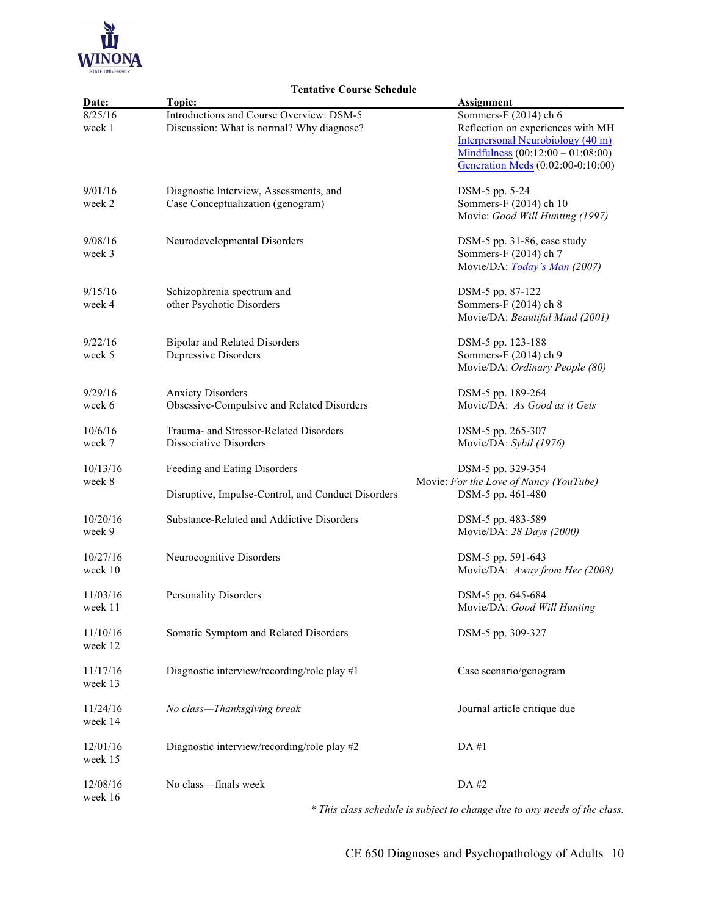**Tentative Course Schedule**

| Date: | Topic: | Assignment |
|---|---|---|
| 8/25/16<br>week 1 | Introductions and Course Overview: DSM-5<br>Discussion: What is normal? Why diagnose? | Sommers-F (2014) ch 6<br>Reflection on experiences with MH<br>Interpersonal Neurobiology (40 m)<br>Mindfulness (00:12:00 – 01:08:00)<br>Generation Meds (0:02:00-0:10:00) |
| 9/01/16<br>week 2 | Diagnostic Interview, Assessments, and Case Conceptualization (genogram) | DSM-5 pp. 5-24<br>Sommers-F (2014) ch 10<br>Movie: *Good Will Hunting (1997)* |
| 9/08/16<br>week 3 | Neurodevelopmental Disorders | DSM-5 pp. 31-86, case study<br>Sommers-F (2014) ch 7<br>Movie/DA: *Today's Man (2007)* |
| 9/15/16<br>week 4 | Schizophrenia spectrum and other Psychotic Disorders | DSM-5 pp. 87-122<br>Sommers-F (2014) ch 8<br>Movie/DA: *Beautiful Mind (2001)* |
| 9/22/16<br>week 5 | Bipolar and Related Disorders<br>Depressive Disorders | DSM-5 pp. 123-188<br>Sommers-F (2014) ch 9<br>Movie/DA: *Ordinary People (80)* |
| 9/29/16<br>week 6 | Anxiety Disorders<br>Obsessive-Compulsive and Related Disorders | DSM-5 pp. 189-264<br>Movie/DA: *As Good as it Gets* |
| 10/6/16<br>week 7 | Trauma- and Stressor-Related Disorders<br>Dissociative Disorders | DSM-5 pp. 265-307<br>Movie/DA: *Sybil (1976)* |
| 10/13/16<br>week 8 | Feeding and Eating Disorders<br><br>Disruptive, Impulse-Control, and Conduct Disorders | DSM-5 pp. 329-354<br>Movie: *For the Love of Nancy (YouTube)*<br>DSM-5 pp. 461-480 |
| 10/20/16<br>week 9 | Substance-Related and Addictive Disorders | DSM-5 pp. 483-589<br>Movie/DA: *28 Days (2000)* |
| 10/27/16<br>week 10 | Neurocognitive Disorders | DSM-5 pp. 591-643<br>Movie/DA: *Away from Her (2008)* |
| 11/03/16<br>week 11 | Personality Disorders | DSM-5 pp. 645-684<br>Movie/DA: *Good Will Hunting* |
| 11/10/16<br>week 12 | Somatic Symptom and Related Disorders | DSM-5 pp. 309-327 |
| 11/17/16<br>week 13 | Diagnostic interview/recording/role play #1 | Case scenario/genogram |
| 11/24/16<br>week 14 | *No class—Thanksgiving break* | Journal article critique due |
| 12/01/16<br>week 15 | Diagnostic interview/recording/role play #2 | DA #1 |
| 12/08/16<br>week 16 | No class—finals week | DA #2 |

*\* This class schedule is subject to change due to any needs of the class.*